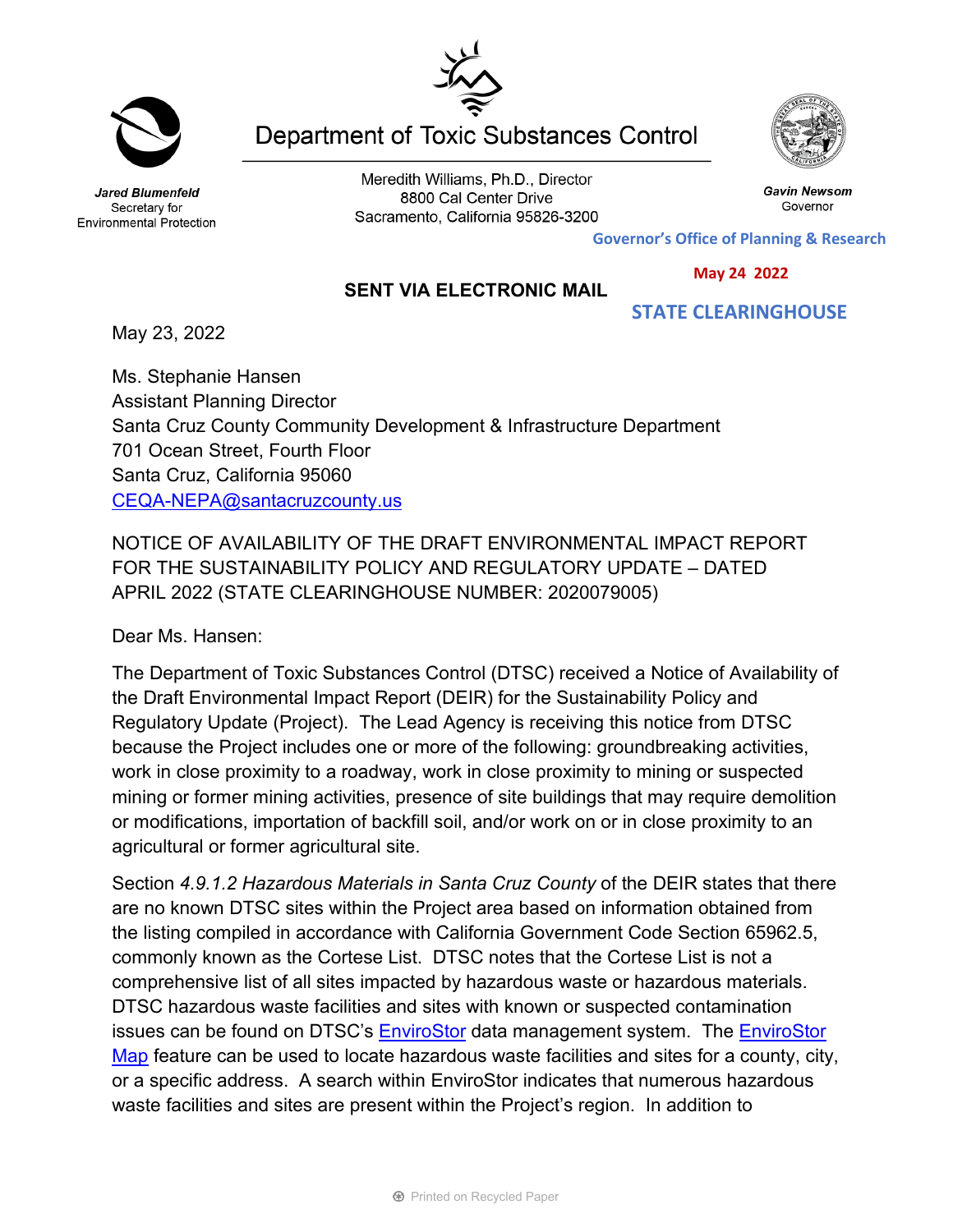Department of Toxic Substances Control

**_Jared Blumenfeld_**
Secretary for
Environmental Protection

Meredith Williams, Ph.D., Director
8800 Cal Center Drive
Sacramento, California 95826-3200

**_Gavin Newsom_**
Governor

**Governor's Office of Planning & Research**

**May 24 2022**

**STATE CLEARINGHOUSE**

**SENT VIA ELECTRONIC MAIL**

May 23, 2022

Ms. Stephanie Hansen
Assistant Planning Director
Santa Cruz County Community Development & Infrastructure Department
701 Ocean Street, Fourth Floor
Santa Cruz, California 95060
CEQA-NEPA@santacruzcounty.us

NOTICE OF AVAILABILITY OF THE DRAFT ENVIRONMENTAL IMPACT REPORT FOR THE SUSTAINABILITY POLICY AND REGULATORY UPDATE – DATED APRIL 2022 (STATE CLEARINGHOUSE NUMBER: 2020079005)

Dear Ms. Hansen:

The Department of Toxic Substances Control (DTSC) received a Notice of Availability of the Draft Environmental Impact Report (DEIR) for the Sustainability Policy and Regulatory Update (Project). The Lead Agency is receiving this notice from DTSC because the Project includes one or more of the following: groundbreaking activities, work in close proximity to a roadway, work in close proximity to mining or suspected mining or former mining activities, presence of site buildings that may require demolition or modifications, importation of backfill soil, and/or work on or in close proximity to an agricultural or former agricultural site.

Section *4.9.1.2 Hazardous Materials in Santa Cruz County* of the DEIR states that there are no known DTSC sites within the Project area based on information obtained from the listing compiled in accordance with California Government Code Section 65962.5, commonly known as the Cortese List. DTSC notes that the Cortese List is not a comprehensive list of all sites impacted by hazardous waste or hazardous materials. DTSC hazardous waste facilities and sites with known or suspected contamination issues can be found on DTSC's EnviroStor data management system. The EnviroStor Map feature can be used to locate hazardous waste facilities and sites for a county, city, or a specific address. A search within EnviroStor indicates that numerous hazardous waste facilities and sites are present within the Project's region. In addition to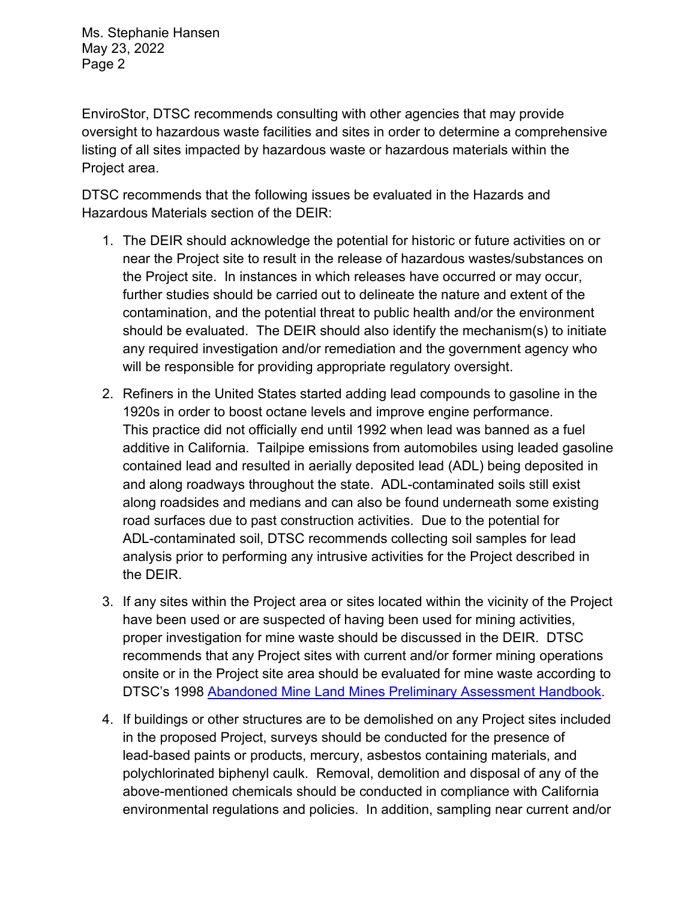EnviroStor, DTSC recommends consulting with other agencies that may provide oversight to hazardous waste facilities and sites in order to determine a comprehensive listing of all sites impacted by hazardous waste or hazardous materials within the Project area.

DTSC recommends that the following issues be evaluated in the Hazards and Hazardous Materials section of the DEIR:

1. The DEIR should acknowledge the potential for historic or future activities on or near the Project site to result in the release of hazardous wastes/substances on the Project site. In instances in which releases have occurred or may occur, further studies should be carried out to delineate the nature and extent of the contamination, and the potential threat to public health and/or the environment should be evaluated. The DEIR should also identify the mechanism(s) to initiate any required investigation and/or remediation and the government agency who will be responsible for providing appropriate regulatory oversight.

2. Refiners in the United States started adding lead compounds to gasoline in the 1920s in order to boost octane levels and improve engine performance. This practice did not officially end until 1992 when lead was banned as a fuel additive in California. Tailpipe emissions from automobiles using leaded gasoline contained lead and resulted in aerially deposited lead (ADL) being deposited in and along roadways throughout the state. ADL-contaminated soils still exist along roadsides and medians and can also be found underneath some existing road surfaces due to past construction activities. Due to the potential for ADL-contaminated soil, DTSC recommends collecting soil samples for lead analysis prior to performing any intrusive activities for the Project described in the DEIR.

3. If any sites within the Project area or sites located within the vicinity of the Project have been used or are suspected of having been used for mining activities, proper investigation for mine waste should be discussed in the DEIR. DTSC recommends that any Project sites with current and/or former mining operations onsite or in the Project site area should be evaluated for mine waste according to DTSC's 1998 [Abandoned Mine Land Mines Preliminary Assessment Handbook](#).

4. If buildings or other structures are to be demolished on any Project sites included in the proposed Project, surveys should be conducted for the presence of lead-based paints or products, mercury, asbestos containing materials, and polychlorinated biphenyl caulk. Removal, demolition and disposal of any of the above-mentioned chemicals should be conducted in compliance with California environmental regulations and policies. In addition, sampling near current and/or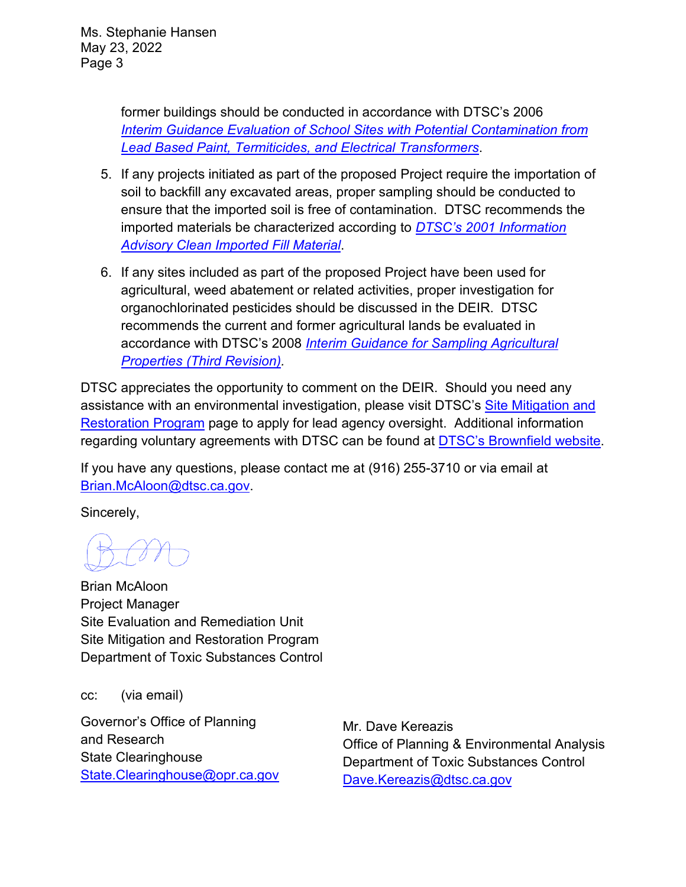former buildings should be conducted in accordance with DTSC's 2006 *Interim Guidance Evaluation of School Sites with Potential Contamination from Lead Based Paint, Termiticides, and Electrical Transformers*.

5. If any projects initiated as part of the proposed Project require the importation of soil to backfill any excavated areas, proper sampling should be conducted to ensure that the imported soil is free of contamination. DTSC recommends the imported materials be characterized according to *DTSC's 2001 Information Advisory Clean Imported Fill Material*.

6. If any sites included as part of the proposed Project have been used for agricultural, weed abatement or related activities, proper investigation for organochlorinated pesticides should be discussed in the DEIR. DTSC recommends the current and former agricultural lands be evaluated in accordance with DTSC's 2008 *Interim Guidance for Sampling Agricultural Properties (Third Revision).*

DTSC appreciates the opportunity to comment on the DEIR. Should you need any assistance with an environmental investigation, please visit DTSC's Site Mitigation and Restoration Program page to apply for lead agency oversight. Additional information regarding voluntary agreements with DTSC can be found at DTSC's Brownfield website.

If you have any questions, please contact me at (916) 255-3710 or via email at Brian.McAloon@dtsc.ca.gov.

Sincerely,

Brian McAloon
Project Manager
Site Evaluation and Remediation Unit
Site Mitigation and Restoration Program
Department of Toxic Substances Control

cc: (via email)

Governor's Office of Planning and Research
State Clearinghouse
State.Clearinghouse@opr.ca.gov

Mr. Dave Kereazis
Office of Planning & Environmental Analysis
Department of Toxic Substances Control
Dave.Kereazis@dtsc.ca.gov